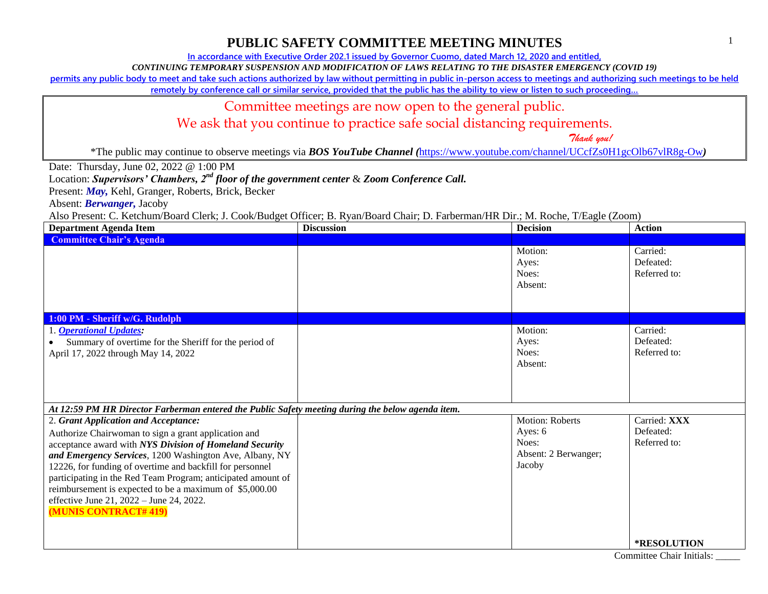# PUBLIC SAFETY COMMITTEE MEETING MINUTES

**In accordance with Executive Order 202.1 issued by Governor Cuomo, dated March 12, 2020 and entitled,**

***CONTINUING TEMPORARY SUSPENSION AND MODIFICATION OF LAWS RELATING TO THE DISASTER EMERGENCY (COVID 19)***

**permits any public body to meet and take such actions authorized by law without permitting in public in-person access to meetings and authorizing such meetings to be held remotely by conference call or similar service, provided that the public has the ability to view or listen to such proceeding…**

Committee meetings are now open to the general public.

We ask that you continue to practice safe social distancing requirements.

*Thank you!*

*The public may continue to observe meetings via ***BOS YouTube Channel (***https://www.youtube.com/channel/UCcfZs0H1gcOlb67vlR8g-Ow***)***

Date: Thursday, June 02, 2022 @ 1:00 PM

Location: ***Supervisors' Chambers, 2nd floor of the government center*** & ***Zoom Conference Call.***

Present: ***May,*** Kehl, Granger, Roberts, Brick, Becker

Absent: ***Berwanger,*** Jacoby

Also Present: C. Ketchum/Board Clerk; J. Cook/Budget Officer; B. Ryan/Board Chair; D. Farberman/HR Dir.; M. Roche, T/Eagle (Zoom)

| Department Agenda Item | Discussion | Decision | Action |
|---|---|---|---|
| **Committee Chair's Agenda** | | | |
| | | Motion:<br>Ayes:<br>Noes:<br>Absent: | Carried:<br>Defeated:<br>Referred to: |
| **1:00 PM - Sheriff w/G. Rudolph** | | | |
| 1. ***Operational Updates:***<br>• Summary of overtime for the Sheriff for the period of April 17, 2022 through May 14, 2022 | | Motion:<br>Ayes:<br>Noes:<br>Absent: | Carried:<br>Defeated:<br>Referred to: |
| ***At 12:59 PM HR Director Farberman entered the Public Safety meeting during the below agenda item.*** | | | |
| 2. ***Grant Application and Acceptance:***<br>Authorize Chairwoman to sign a grant application and acceptance award with ***NYS Division of Homeland Security and Emergency Services***, 1200 Washington Ave, Albany, NY 12226, for funding of overtime and backfill for personnel participating in the Red Team Program; anticipated amount of reimbursement is expected to be a maximum of $5,000.00 effective June 21, 2022 – June 24, 2022.<br>**(MUNIS CONTRACT# 419)** | | Motion: Roberts<br>Ayes: 6<br>Noes:<br>Absent: 2 Berwanger; Jacoby | Carried: **XXX**<br>Defeated:<br>Referred to:<br><br>***RESOLUTION** |

Committee Chair Initials: _____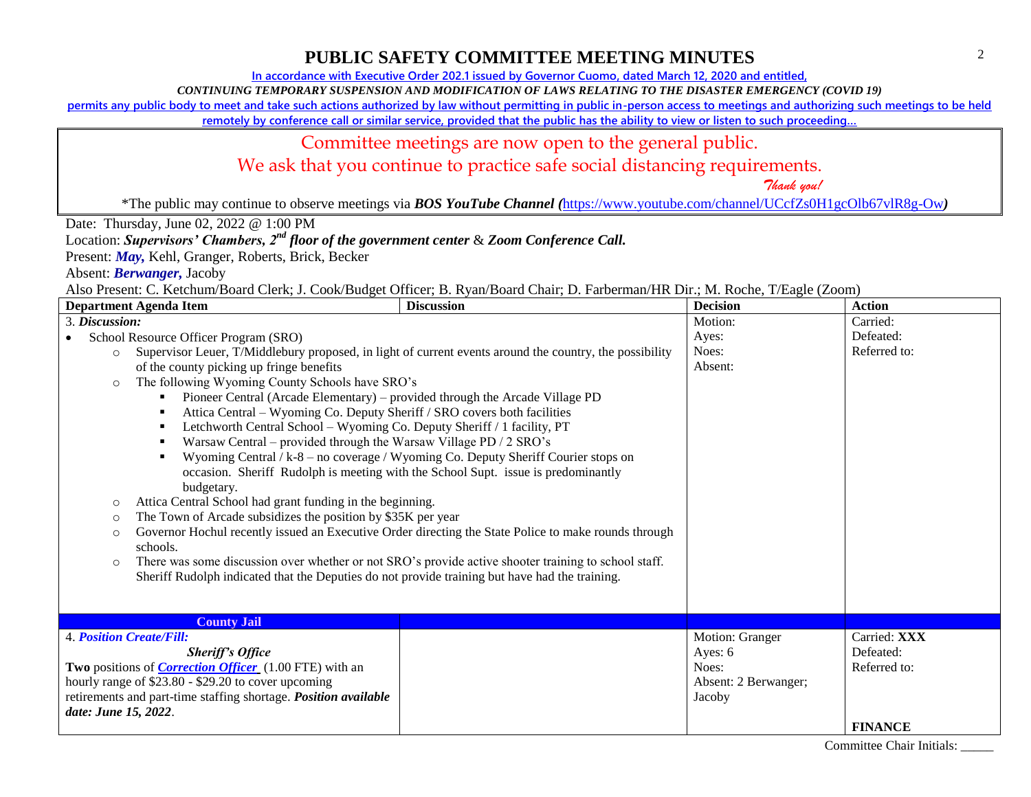# PUBLIC SAFETY COMMITTEE MEETING MINUTES

In accordance with Executive Order 202.1 issued by Governor Cuomo, dated March 12, 2020 and entitled,

*CONTINUING TEMPORARY SUSPENSION AND MODIFICATION OF LAWS RELATING TO THE DISASTER EMERGENCY (COVID 19)*

permits any public body to meet and take such actions authorized by law without permitting in public in-person access to meetings and authorizing such meetings to be held remotely by conference call or similar service, provided that the public has the ability to view or listen to such proceeding…

Committee meetings are now open to the general public.

We ask that you continue to practice safe social distancing requirements.

*Thank you!*

*The public may continue to observe meetings via ***BOS YouTube Channel (***https://www.youtube.com/channel/UCcfZs0H1gcOlb67vlR8g-Ow***)***

Date: Thursday, June 02, 2022 @ 1:00 PM

Location: ***Supervisors' Chambers, 2nd floor of the government center*** & ***Zoom Conference Call.***

Present: ***May,*** Kehl, Granger, Roberts, Brick, Becker

Absent: ***Berwanger,*** Jacoby

Also Present: C. Ketchum/Board Clerk; J. Cook/Budget Officer; B. Ryan/Board Chair; D. Farberman/HR Dir.; M. Roche, T/Eagle (Zoom)

| Department Agenda Item | Discussion | Decision | Action |
|---|---|---|---|
| 3. ***Discussion:***<br>• School Resource Officer Program (SRO)<br>○ Supervisor Leuer, T/Middlebury proposed, in light of current events around the country, the possibility of the county picking up fringe benefits<br>○ The following Wyoming County Schools have SRO's<br>▪ Pioneer Central (Arcade Elementary) – provided through the Arcade Village PD<br>▪ Attica Central – Wyoming Co. Deputy Sheriff / SRO covers both facilities<br>▪ Letchworth Central School – Wyoming Co. Deputy Sheriff / 1 facility, PT<br>▪ Warsaw Central – provided through the Warsaw Village PD / 2 SRO's<br>▪ Wyoming Central / k-8 – no coverage / Wyoming Co. Deputy Sheriff Courier stops on occasion. Sheriff Rudolph is meeting with the School Supt. issue is predominantly budgetary.<br>○ Attica Central School had grant funding in the beginning.<br>○ The Town of Arcade subsidizes the position by $35K per year<br>○ Governor Hochul recently issued an Executive Order directing the State Police to make rounds through schools.<br>○ There was some discussion over whether or not SRO's provide active shooter training to school staff. Sheriff Rudolph indicated that the Deputies do not provide training but have had the training. | | Motion:<br>Ayes:<br>Noes:<br>Absent: | Carried:<br>Defeated:<br>Referred to: |
| **County Jail** | | | |
| 4. ***Position Create/Fill:***<br>***Sheriff's Office***<br>**Two** positions of ***Correction Officer*** (1.00 FTE) with an hourly range of $23.80 - $29.20 to cover upcoming retirements and part-time staffing shortage. ***Position available date: June 15, 2022***. | | Motion: Granger<br>Ayes: 6<br>Noes:<br>Absent: 2 Berwanger; Jacoby | Carried: **XXX**<br>Defeated:<br>Referred to:<br><br>**FINANCE** |

Committee Chair Initials: _____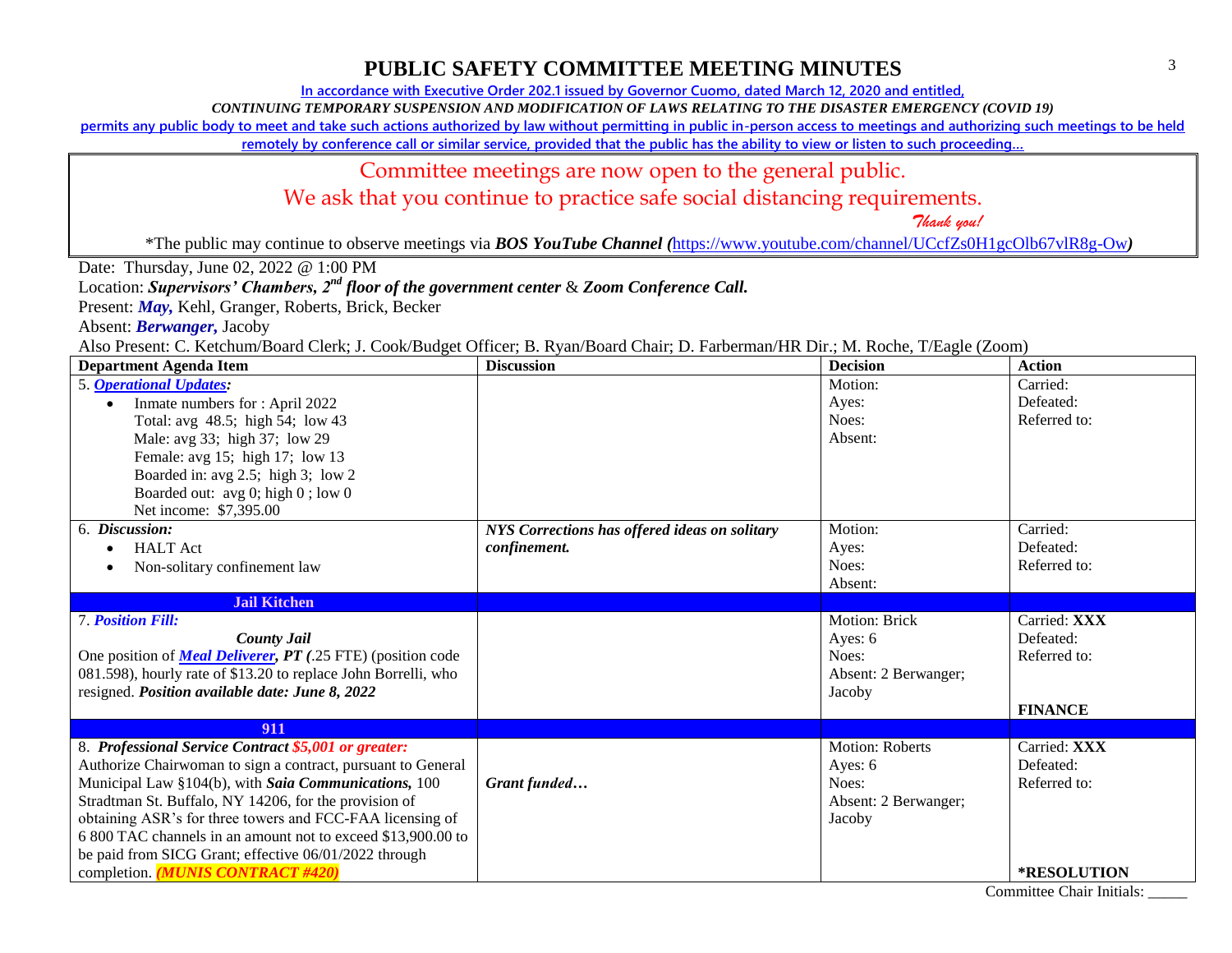# PUBLIC SAFETY COMMITTEE MEETING MINUTES

In accordance with Executive Order 202.1 issued by Governor Cuomo, dated March 12, 2020 and entitled,

*CONTINUING TEMPORARY SUSPENSION AND MODIFICATION OF LAWS RELATING TO THE DISASTER EMERGENCY (COVID 19)*

permits any public body to meet and take such actions authorized by law without permitting in public in-person access to meetings and authorizing such meetings to be held remotely by conference call or similar service, provided that the public has the ability to view or listen to such proceeding…

Committee meetings are now open to the general public.

We ask that you continue to practice safe social distancing requirements.

*Thank you!*

*The public may continue to observe meetings via ***BOS YouTube Channel*** *(*https://www.youtube.com/channel/UCcfZs0H1gcOlb67vlR8g-Ow*)*

Date: Thursday, June 02, 2022 @ 1:00 PM

Location: ***Supervisors' Chambers, 2nd floor of the government center*** & ***Zoom Conference Call.***

Present: ***May,*** Kehl, Granger, Roberts, Brick, Becker

Absent: ***Berwanger,*** Jacoby

Also Present: C. Ketchum/Board Clerk; J. Cook/Budget Officer; B. Ryan/Board Chair; D. Farberman/HR Dir.; M. Roche, T/Eagle (Zoom)

| Department Agenda Item | Discussion | Decision | Action |
|---|---|---|---|
| 5. ***Operational Updates:*** <br>• Inmate numbers for : April 2022<br>Total: avg 48.5; high 54; low 43<br>Male: avg 33; high 37; low 29<br>Female: avg 15; high 17; low 13<br>Boarded in: avg 2.5; high 3; low 2<br>Boarded out: avg 0; high 0 ; low 0<br>Net income: $7,395.00 | | Motion:<br>Ayes:<br>Noes:<br>Absent: | Carried:<br>Defeated:<br>Referred to: |
| 6. ***Discussion:***<br>• HALT Act<br>• Non-solitary confinement law | ***NYS Corrections has offered ideas on solitary confinement.*** | Motion:<br>Ayes:<br>Noes:<br>Absent: | Carried:<br>Defeated:<br>Referred to: |
| **Jail Kitchen** | | | |
| 7. ***Position Fill:***<br>***County Jail***<br>One position of ***Meal Deliverer, PT*** (.25 FTE) (position code 081.598), hourly rate of $13.20 to replace John Borrelli, who resigned. ***Position available date: June 8, 2022*** | | Motion: Brick<br>Ayes: 6<br>Noes:<br>Absent: 2 Berwanger; Jacoby | Carried: **XXX**<br>Defeated:<br>Referred to:<br><br>**FINANCE** |
| **911** | | | |
| 8. ***Professional Service Contract $5,001 or greater:***<br>Authorize Chairwoman to sign a contract, pursuant to General Municipal Law §104(b), with ***Saia Communications,*** 100 Stradtman St. Buffalo, NY 14206, for the provision of obtaining ASR's for three towers and FCC-FAA licensing of 6 800 TAC channels in an amount not to exceed $13,900.00 to be paid from SICG Grant; effective 06/01/2022 through completion. ***(MUNIS CONTRACT #420)*** | ***Grant funded…*** | Motion: Roberts<br>Ayes: 6<br>Noes:<br>Absent: 2 Berwanger; Jacoby | Carried: **XXX**<br>Defeated:<br>Referred to:<br><br>***RESOLUTION** |

Committee Chair Initials: _____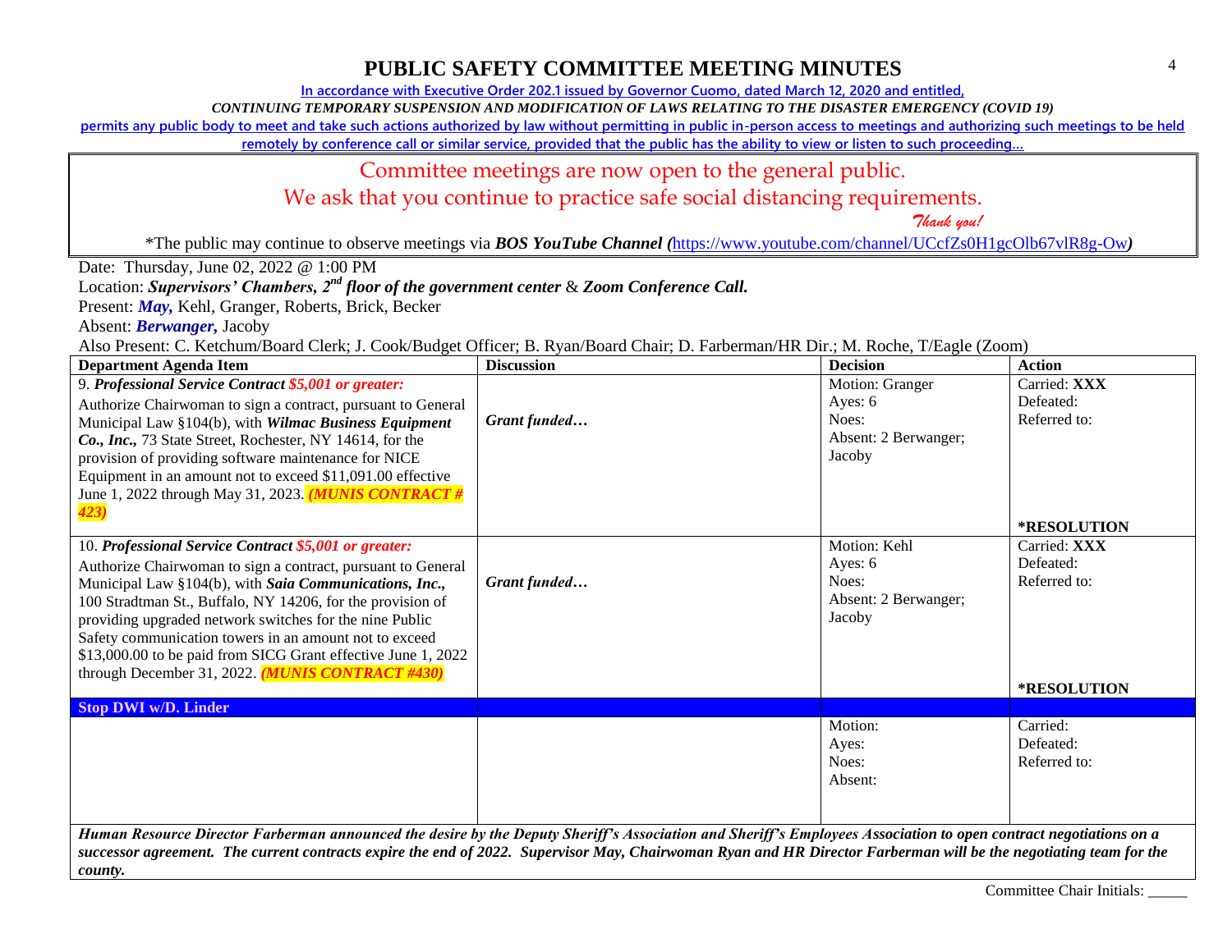# PUBLIC SAFETY COMMITTEE MEETING MINUTES

In accordance with Executive Order 202.1 issued by Governor Cuomo, dated March 12, 2020 and entitled,

*CONTINUING TEMPORARY SUSPENSION AND MODIFICATION OF LAWS RELATING TO THE DISASTER EMERGENCY (COVID 19)*

permits any public body to meet and take such actions authorized by law without permitting in public in-person access to meetings and authorizing such meetings to be held remotely by conference call or similar service, provided that the public has the ability to view or listen to such proceeding…

Committee meetings are now open to the general public.

We ask that you continue to practice safe social distancing requirements.

*Thank you!*

*The public may continue to observe meetings via ***BOS YouTube Channel (***https://www.youtube.com/channel/UCcfZs0H1gcOlb67vlR8g-Ow***)***

Date: Thursday, June 02, 2022 @ 1:00 PM

Location: ***Supervisors' Chambers, 2nd floor of the government center*** & ***Zoom Conference Call.***

Present: ***May,*** Kehl, Granger, Roberts, Brick, Becker

Absent: ***Berwanger,*** Jacoby

Also Present: C. Ketchum/Board Clerk; J. Cook/Budget Officer; B. Ryan/Board Chair; D. Farberman/HR Dir.; M. Roche, T/Eagle (Zoom)

| Department Agenda Item | Discussion | Decision | Action |
|---|---|---|---|
| 9. ***Professional Service Contract $5,001 or greater:*** Authorize Chairwoman to sign a contract, pursuant to General Municipal Law §104(b), with ***Wilmac Business Equipment Co., Inc.,*** 73 State Street, Rochester, NY 14614, for the provision of providing software maintenance for NICE Equipment in an amount not to exceed $11,091.00 effective June 1, 2022 through May 31, 2023. ***(MUNIS CONTRACT # 423)*** | ***Grant funded…*** | Motion: Granger<br>Ayes: 6<br>Noes:<br>Absent: 2 Berwanger; Jacoby | Carried: **XXX**<br>Defeated:<br>Referred to:<br><br>***RESOLUTION** |
| 10. ***Professional Service Contract $5,001 or greater:*** Authorize Chairwoman to sign a contract, pursuant to General Municipal Law §104(b), with ***Saia Communications, Inc.,*** 100 Stradtman St., Buffalo, NY 14206, for the provision of providing upgraded network switches for the nine Public Safety communication towers in an amount not to exceed $13,000.00 to be paid from SICG Grant effective June 1, 2022 through December 31, 2022. ***(MUNIS CONTRACT #430)*** | ***Grant funded…*** | Motion: Kehl<br>Ayes: 6<br>Noes:<br>Absent: 2 Berwanger; Jacoby | Carried: **XXX**<br>Defeated:<br>Referred to:<br><br>***RESOLUTION** |
| **Stop DWI w/D. Linder** | | | |
| | | Motion:<br>Ayes:<br>Noes:<br>Absent: | Carried:<br>Defeated:<br>Referred to: |

***Human Resource Director Farberman announced the desire by the Deputy Sheriff's Association and Sheriff's Employees Association to open contract negotiations on a successor agreement. The current contracts expire the end of 2022. Supervisor May, Chairwoman Ryan and HR Director Farberman will be the negotiating team for the county.***

Committee Chair Initials: _____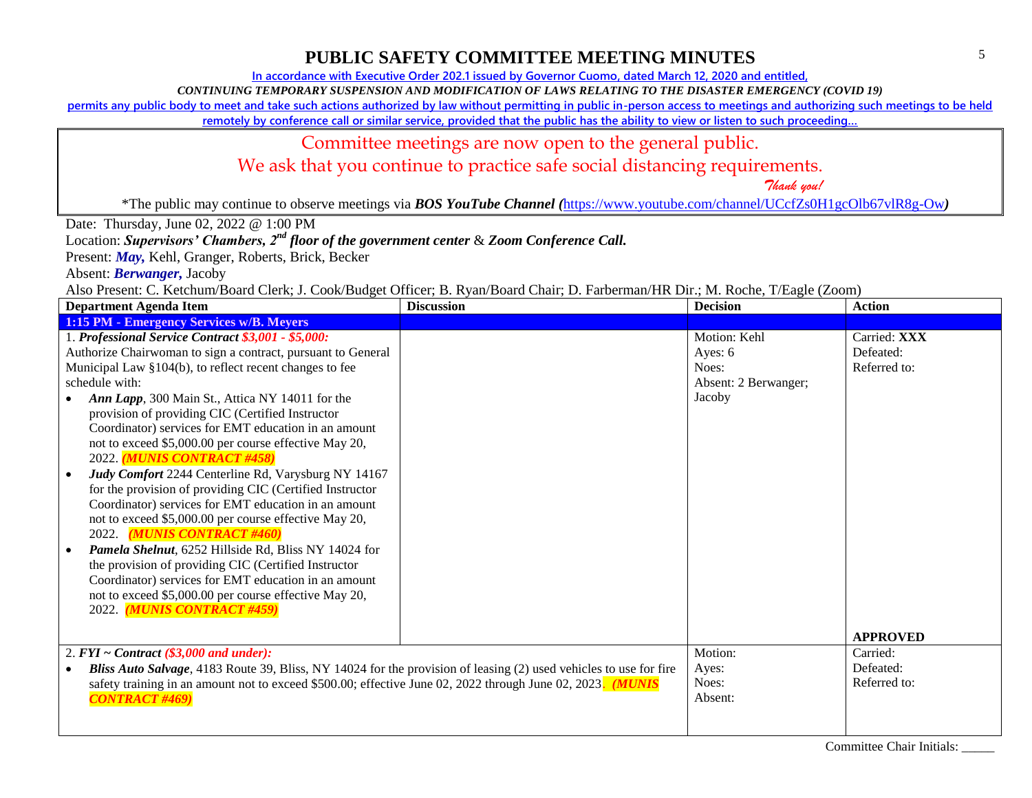# PUBLIC SAFETY COMMITTEE MEETING MINUTES

In accordance with Executive Order 202.1 issued by Governor Cuomo, dated March 12, 2020 and entitled,

*CONTINUING TEMPORARY SUSPENSION AND MODIFICATION OF LAWS RELATING TO THE DISASTER EMERGENCY (COVID 19)*

permits any public body to meet and take such actions authorized by law without permitting in public in-person access to meetings and authorizing such meetings to be held remotely by conference call or similar service, provided that the public has the ability to view or listen to such proceeding…

Committee meetings are now open to the general public.
We ask that you continue to practice safe social distancing requirements.
*Thank you!*

*The public may continue to observe meetings via ***BOS YouTube Channel*** *(*https://www.youtube.com/channel/UCcfZs0H1gcOlb67vlR8g-Ow*)*

Date: Thursday, June 02, 2022 @ 1:00 PM

Location: ***Supervisors' Chambers, 2nd floor of the government center*** & ***Zoom Conference Call.***

Present: ***May,*** Kehl, Granger, Roberts, Brick, Becker

Absent: ***Berwanger,*** Jacoby

Also Present: C. Ketchum/Board Clerk; J. Cook/Budget Officer; B. Ryan/Board Chair; D. Farberman/HR Dir.; M. Roche, T/Eagle (Zoom)

| Department Agenda Item | Discussion | Decision | Action |
|---|---|---|---|
| **1:15 PM - Emergency Services w/B. Meyers** | | | |
| 1. ***Professional Service Contract*** ***$3,001 - $5,000:*** Authorize Chairwoman to sign a contract, pursuant to General Municipal Law §104(b), to reflect recent changes to fee schedule with:<br>• ***Ann Lapp***, 300 Main St., Attica NY 14011 for the provision of providing CIC (Certified Instructor Coordinator) services for EMT education in an amount not to exceed $5,000.00 per course effective May 20, 2022. ***(MUNIS CONTRACT #458)***<br>• ***Judy Comfort*** 2244 Centerline Rd, Varysburg NY 14167 for the provision of providing CIC (Certified Instructor Coordinator) services for EMT education in an amount not to exceed $5,000.00 per course effective May 20, 2022. ***(MUNIS CONTRACT #460)***<br>• ***Pamela Shelnut***, 6252 Hillside Rd, Bliss NY 14024 for the provision of providing CIC (Certified Instructor Coordinator) services for EMT education in an amount not to exceed $5,000.00 per course effective May 20, 2022. ***(MUNIS CONTRACT #459)*** | | Motion: Kehl<br>Ayes: 6<br>Noes:<br>Absent: 2 Berwanger; Jacoby | Carried: **XXX**<br>Defeated:<br>Referred to:<br><br>**APPROVED** |
| 2. ***FYI ~ Contract*** ***($3,000 and under):***<br>• ***Bliss Auto Salvage***, 4183 Route 39, Bliss, NY 14024 for the provision of leasing (2) used vehicles to use for fire safety training in an amount not to exceed $500.00; effective June 02, 2022 through June 02, 2023. ***(MUNIS CONTRACT #469)*** | | Motion:<br>Ayes:<br>Noes:<br>Absent: | Carried:<br>Defeated:<br>Referred to: |

Committee Chair Initials: _____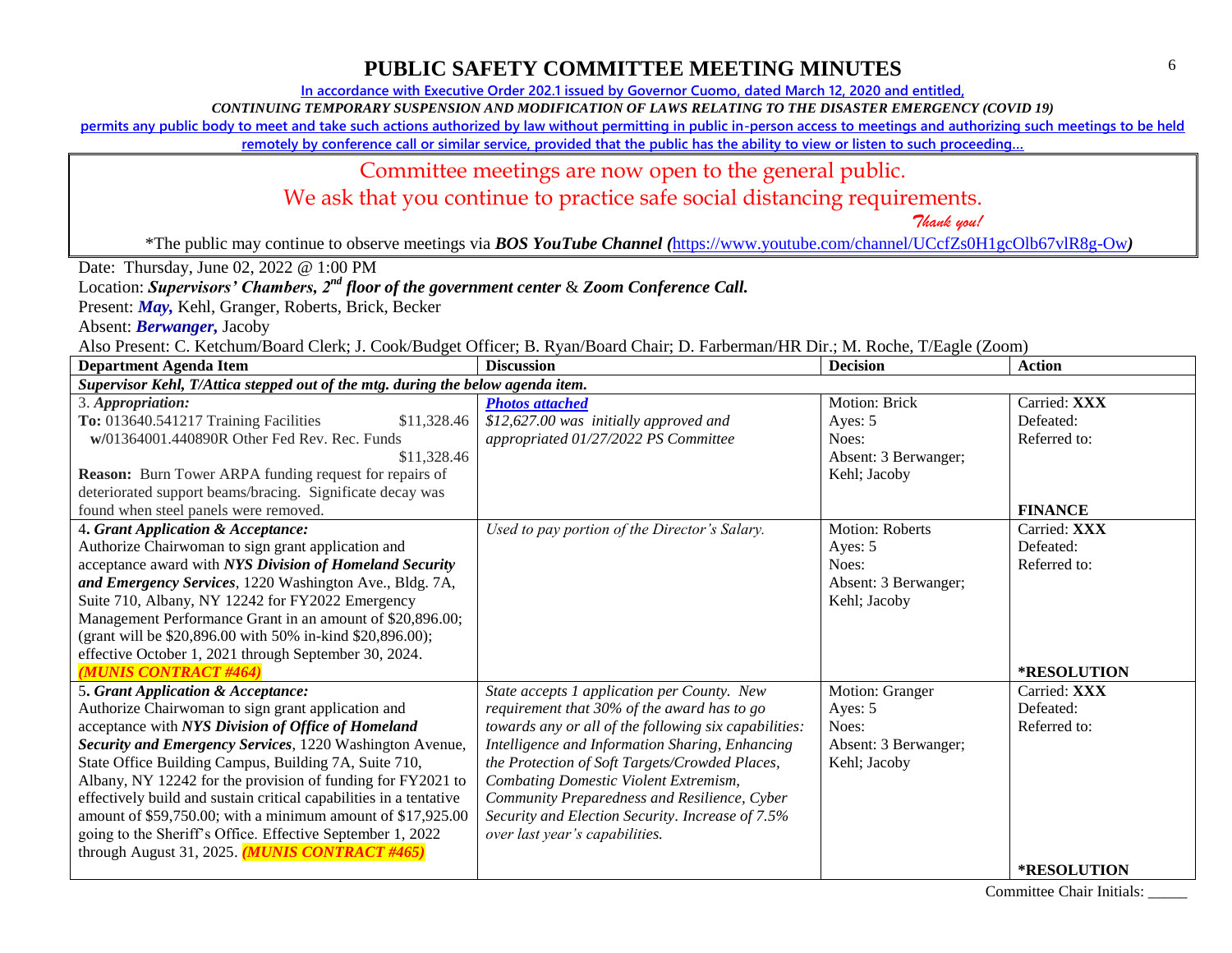# PUBLIC SAFETY COMMITTEE MEETING MINUTES

In accordance with Executive Order 202.1 issued by Governor Cuomo, dated March 12, 2020 and entitled,

*CONTINUING TEMPORARY SUSPENSION AND MODIFICATION OF LAWS RELATING TO THE DISASTER EMERGENCY (COVID 19)*

permits any public body to meet and take such actions authorized by law without permitting in public in-person access to meetings and authorizing such meetings to be held remotely by conference call or similar service, provided that the public has the ability to view or listen to such proceeding…

Committee meetings are now open to the general public.

We ask that you continue to practice safe social distancing requirements.

*Thank you!*

*The public may continue to observe meetings via ***BOS YouTube Channel (***https://www.youtube.com/channel/UCcfZs0H1gcOlb67vlR8g-Ow***)**

Date: Thursday, June 02, 2022 @ 1:00 PM

Location: ***Supervisors' Chambers, 2nd floor of the government center*** & ***Zoom Conference Call.***

Present: ***May,*** Kehl, Granger, Roberts, Brick, Becker

Absent: ***Berwanger,*** Jacoby

Also Present: C. Ketchum/Board Clerk; J. Cook/Budget Officer; B. Ryan/Board Chair; D. Farberman/HR Dir.; M. Roche, T/Eagle (Zoom)

| Department Agenda Item | Discussion | Decision | Action |
|---|---|---|---|
| ***Supervisor Kehl, T/Attica stepped out of the mtg. during the below agenda item.*** | | | |
| 3. *Appropriation:*<br>**To:** 013640.541217 Training Facilities $11,328.46<br>w/01364001.440890R Other Fed Rev. Rec. Funds $11,328.46<br>**Reason:** Burn Tower ARPA funding request for repairs of deteriorated support beams/bracing. Significate decay was found when steel panels were removed. | ***Photos attached***<br>*$12,627.00 was initially approved and appropriated 01/27/2022 PS Committee* | Motion: Brick<br>Ayes: 5<br>Noes:<br>Absent: 3 Berwanger; Kehl; Jacoby | Carried: **XXX**<br>Defeated:<br>Referred to:<br>**FINANCE** |
| **4. *Grant Application & Acceptance:***<br>Authorize Chairwoman to sign grant application and acceptance award with ***NYS Division of Homeland Security and Emergency Services***, 1220 Washington Ave., Bldg. 7A, Suite 710, Albany, NY 12242 for FY2022 Emergency Management Performance Grant in an amount of $20,896.00; (grant will be $20,896.00 with 50% in-kind $20,896.00); effective October 1, 2021 through September 30, 2024. ***(MUNIS CONTRACT #464)*** | *Used to pay portion of the Director's Salary.* | Motion: Roberts<br>Ayes: 5<br>Noes:<br>Absent: 3 Berwanger; Kehl; Jacoby | Carried: **XXX**<br>Defeated:<br>Referred to:<br>***RESOLUTION** |
| **5. *Grant Application & Acceptance:***<br>Authorize Chairwoman to sign grant application and acceptance with ***NYS Division of Office of Homeland Security and Emergency Services***, 1220 Washington Avenue, State Office Building Campus, Building 7A, Suite 710, Albany, NY 12242 for the provision of funding for FY2021 to effectively build and sustain critical capabilities in a tentative amount of $59,750.00; with a minimum amount of $17,925.00 going to the Sheriff's Office. Effective September 1, 2022 through August 31, 2025. ***(MUNIS CONTRACT #465)*** | *State accepts 1 application per County. New requirement that 30% of the award has to go towards any or all of the following six capabilities: Intelligence and Information Sharing, Enhancing the Protection of Soft Targets/Crowded Places, Combating Domestic Violent Extremism, Community Preparedness and Resilience, Cyber Security and Election Security. Increase of 7.5% over last year's capabilities.* | Motion: Granger<br>Ayes: 5<br>Noes:<br>Absent: 3 Berwanger; Kehl; Jacoby | Carried: **XXX**<br>Defeated:<br>Referred to:<br>***RESOLUTION** |

Committee Chair Initials: _____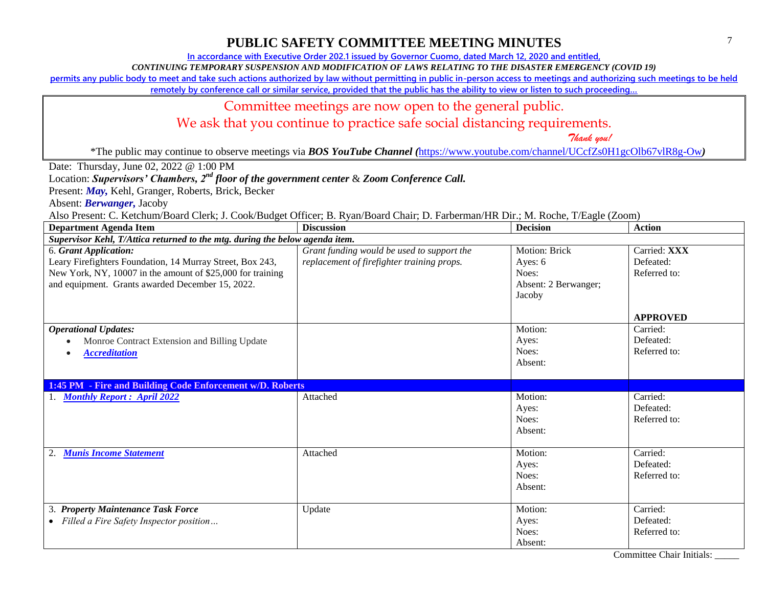# PUBLIC SAFETY COMMITTEE MEETING MINUTES

In accordance with Executive Order 202.1 issued by Governor Cuomo, dated March 12, 2020 and entitled,

*CONTINUING TEMPORARY SUSPENSION AND MODIFICATION OF LAWS RELATING TO THE DISASTER EMERGENCY (COVID 19)*

permits any public body to meet and take such actions authorized by law without permitting in public in-person access to meetings and authorizing such meetings to be held remotely by conference call or similar service, provided that the public has the ability to view or listen to such proceeding…

Committee meetings are now open to the general public.

We ask that you continue to practice safe social distancing requirements.

*Thank you!*

*The public may continue to observe meetings via ***BOS YouTube Channel (***https://www.youtube.com/channel/UCcfZs0H1gcOlb67vlR8g-Ow***)**

Date: Thursday, June 02, 2022 @ 1:00 PM

Location: ***Supervisors' Chambers, 2nd floor of the government center*** & ***Zoom Conference Call.***

Present: ***May,*** Kehl, Granger, Roberts, Brick, Becker

Absent: ***Berwanger,*** Jacoby

Also Present: C. Ketchum/Board Clerk; J. Cook/Budget Officer; B. Ryan/Board Chair; D. Farberman/HR Dir.; M. Roche, T/Eagle (Zoom)

| Department Agenda Item | Discussion | Decision | Action |
|---|---|---|---|
| ***Supervisor Kehl, T/Attica returned to the mtg. during the below agenda item.*** | | | |
| 6. ***Grant Application:*** Leary Firefighters Foundation, 14 Murray Street, Box 243, New York, NY, 10007 in the amount of $25,000 for training and equipment. Grants awarded December 15, 2022. | *Grant funding would be used to support the replacement of firefighter training props.* | Motion: Brick<br>Ayes: 6<br>Noes:<br>Absent: 2 Berwanger; Jacoby | Carried: **XXX**<br>Defeated:<br>Referred to:<br><br>**APPROVED** |
| ***Operational Updates:***<br>• Monroe Contract Extension and Billing Update<br>• ***Accreditation*** | | Motion:<br>Ayes:<br>Noes:<br>Absent: | Carried:<br>Defeated:<br>Referred to: |
| **1:45 PM - Fire and Building Code Enforcement w/D. Roberts** | | | |
| 1. ***Monthly Report : April 2022*** | Attached | Motion:<br>Ayes:<br>Noes:<br>Absent: | Carried:<br>Defeated:<br>Referred to: |
| 2. ***Munis Income Statement*** | Attached | Motion:<br>Ayes:<br>Noes:<br>Absent: | Carried:<br>Defeated:<br>Referred to: |
| 3. ***Property Maintenance Task Force***<br>• *Filled a Fire Safety Inspector position…* | Update | Motion:<br>Ayes:<br>Noes:<br>Absent: | Carried:<br>Defeated:<br>Referred to: |

Committee Chair Initials: _____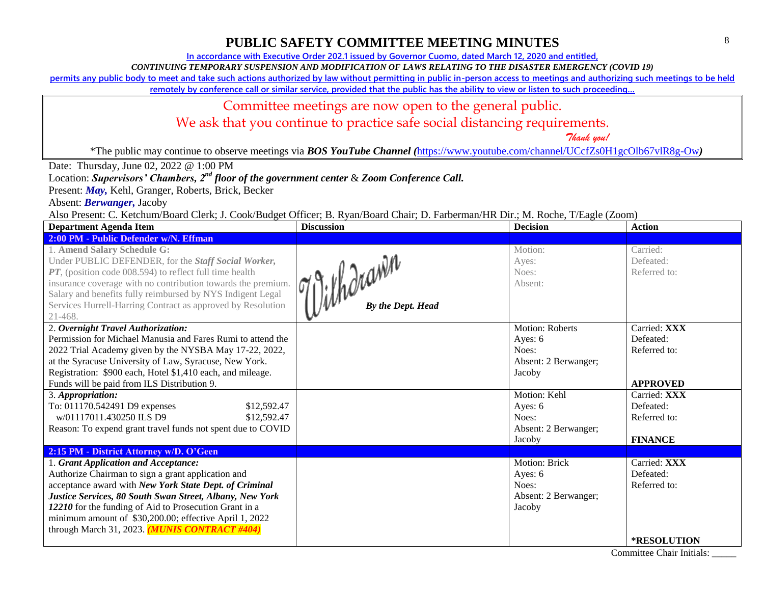# PUBLIC SAFETY COMMITTEE MEETING MINUTES

**In accordance with Executive Order 202.1 issued by Governor Cuomo, dated March 12, 2020 and entitled,**

***CONTINUING TEMPORARY SUSPENSION AND MODIFICATION OF LAWS RELATING TO THE DISASTER EMERGENCY (COVID 19)***

**permits any public body to meet and take such actions authorized by law without permitting in public in-person access to meetings and authorizing such meetings to be held remotely by conference call or similar service, provided that the public has the ability to view or listen to such proceeding…**

Committee meetings are now open to the general public.
We ask that you continue to practice safe social distancing requirements.
*Thank you!*

*The public may continue to observe meetings via ***BOS YouTube Channel (***https://www.youtube.com/channel/UCcfZs0H1gcOlb67vlR8g-Ow***)***

Date: Thursday, June 02, 2022 @ 1:00 PM

Location: ***Supervisors' Chambers, 2nd floor of the government center*** & ***Zoom Conference Call.***

Present: ***May,*** Kehl, Granger, Roberts, Brick, Becker

Absent: ***Berwanger,*** Jacoby

Also Present: C. Ketchum/Board Clerk; J. Cook/Budget Officer; B. Ryan/Board Chair; D. Farberman/HR Dir.; M. Roche, T/Eagle (Zoom)

| Department Agenda Item | Discussion | Decision | Action |
|---|---|---|---|
| **2:00 PM - Public Defender w/N. Effman** | | | |
| 1. **Amend Salary Schedule G:** Under PUBLIC DEFENDER, for the ***Staff Social Worker, PT***, (position code 008.594) to reflect full time health insurance coverage with no contribution towards the premium. Salary and benefits fully reimbursed by NYS Indigent Legal Services Hurrell-Harring Contract as approved by Resolution 21-468. | Withdrawn ***By the Dept. Head*** | Motion:<br>Ayes:<br>Noes:<br>Absent: | Carried:<br>Defeated:<br>Referred to: |
| 2. ***Overnight Travel Authorization:*** Permission for Michael Manusia and Fares Rumi to attend the 2022 Trial Academy given by the NYSBA May 17-22, 2022, at the Syracuse University of Law, Syracuse, New York. Registration: $900 each, Hotel $1,410 each, and mileage. Funds will be paid from ILS Distribution 9. | | Motion: Roberts<br>Ayes: 6<br>Noes:<br>Absent: 2 Berwanger; Jacoby | Carried: **XXX**<br>Defeated:<br>Referred to:<br><br>**APPROVED** |
| 3. ***Appropriation:***<br>To: 011170.542491 D9 expenses $12,592.47<br>w/01117011.430250 ILS D9 $12,592.47<br>Reason: To expend grant travel funds not spent due to COVID | | Motion: Kehl<br>Ayes: 6<br>Noes:<br>Absent: 2 Berwanger; Jacoby | Carried: **XXX**<br>Defeated:<br>Referred to:<br><br>**FINANCE** |
| **2:15 PM - District Attorney w/D. O'Geen** | | | |
| 1. ***Grant Application and Acceptance:*** Authorize Chairman to sign a grant application and acceptance award with ***New York State Dept. of Criminal Justice Services, 80 South Swan Street, Albany, New York 12210*** for the funding of Aid to Prosecution Grant in a minimum amount of $30,200.00; effective April 1, 2022 through March 31, 2023. ***(MUNIS CONTRACT #404)*** | | Motion: Brick<br>Ayes: 6<br>Noes:<br>Absent: 2 Berwanger; Jacoby | Carried: **XXX**<br>Defeated:<br>Referred to:<br><br>**\*RESOLUTION** |

Committee Chair Initials: _____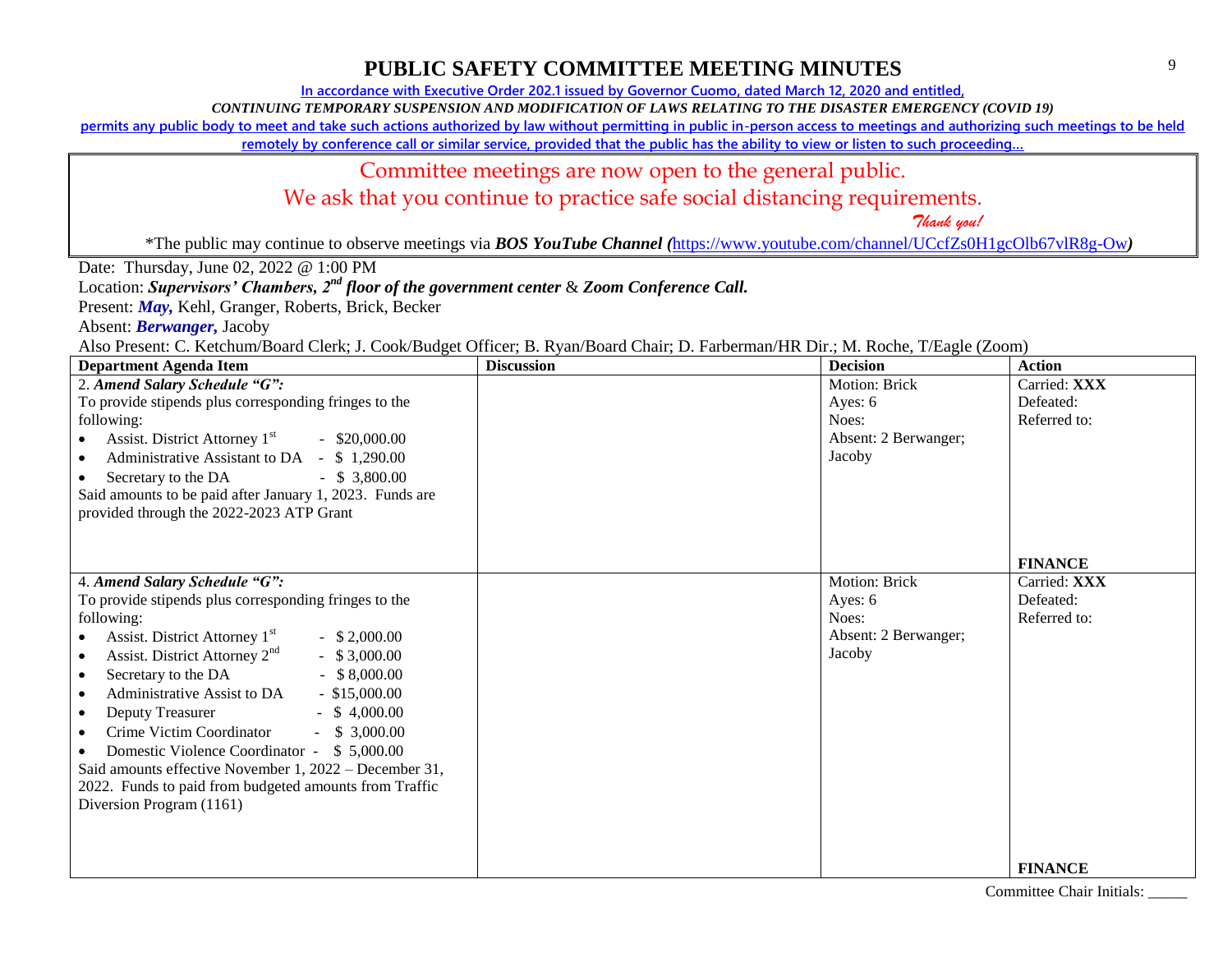# PUBLIC SAFETY COMMITTEE MEETING MINUTES

In accordance with Executive Order 202.1 issued by Governor Cuomo, dated March 12, 2020 and entitled,

*CONTINUING TEMPORARY SUSPENSION AND MODIFICATION OF LAWS RELATING TO THE DISASTER EMERGENCY (COVID 19)*

permits any public body to meet and take such actions authorized by law without permitting in public in-person access to meetings and authorizing such meetings to be held remotely by conference call or similar service, provided that the public has the ability to view or listen to such proceeding…

Committee meetings are now open to the general public.

We ask that you continue to practice safe social distancing requirements.

*Thank you!*

*The public may continue to observe meetings via ***BOS YouTube Channel (***https://www.youtube.com/channel/UCcfZs0H1gcOlb67vlR8g-Ow***)***

Date: Thursday, June 02, 2022 @ 1:00 PM

Location: ***Supervisors' Chambers, 2nd floor of the government center*** & ***Zoom Conference Call.***

Present: ***May,*** Kehl, Granger, Roberts, Brick, Becker

Absent: ***Berwanger,*** Jacoby

Also Present: C. Ketchum/Board Clerk; J. Cook/Budget Officer; B. Ryan/Board Chair; D. Farberman/HR Dir.; M. Roche, T/Eagle (Zoom)

| Department Agenda Item | Discussion | Decision | Action |
|---|---|---|---|
| 2. ***Amend Salary Schedule "G":***<br>To provide stipends plus corresponding fringes to the following:<br>• Assist. District Attorney 1st - $20,000.00<br>• Administrative Assistant to DA - $ 1,290.00<br>• Secretary to the DA - $ 3,800.00<br>Said amounts to be paid after January 1, 2023. Funds are provided through the 2022-2023 ATP Grant | | Motion: Brick<br>Ayes: 6<br>Noes:<br>Absent: 2 Berwanger; Jacoby | Carried: **XXX**<br>Defeated:<br>Referred to:<br><br>**FINANCE** |
| 4. ***Amend Salary Schedule "G":***<br>To provide stipends plus corresponding fringes to the following:<br>• Assist. District Attorney 1st - $ 2,000.00<br>• Assist. District Attorney 2nd - $ 3,000.00<br>• Secretary to the DA - $ 8,000.00<br>• Administrative Assist to DA - $15,000.00<br>• Deputy Treasurer - $ 4,000.00<br>• Crime Victim Coordinator - $ 3,000.00<br>• Domestic Violence Coordinator - $ 5,000.00<br>Said amounts effective November 1, 2022 – December 31, 2022. Funds to paid from budgeted amounts from Traffic Diversion Program (1161) | | Motion: Brick<br>Ayes: 6<br>Noes:<br>Absent: 2 Berwanger; Jacoby | Carried: **XXX**<br>Defeated:<br>Referred to:<br><br>**FINANCE** |

Committee Chair Initials: _____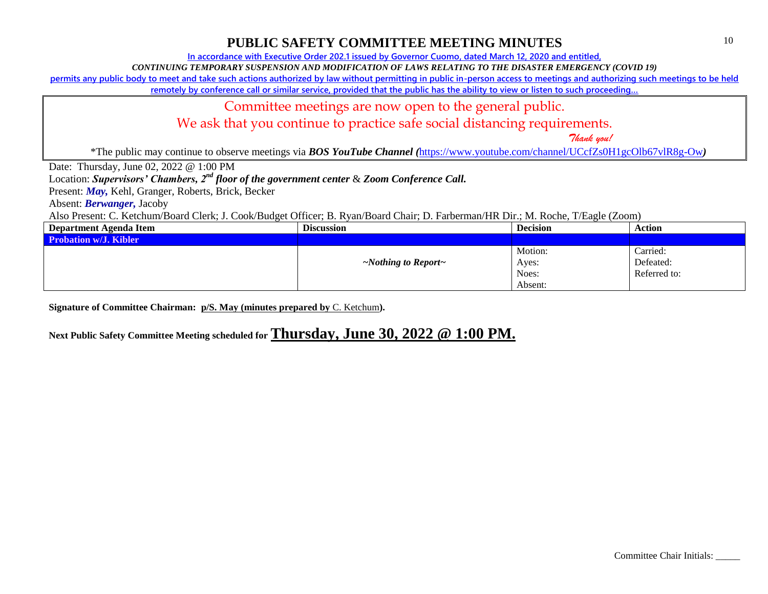# PUBLIC SAFETY COMMITTEE MEETING MINUTES

In accordance with Executive Order 202.1 issued by Governor Cuomo, dated March 12, 2020 and entitled,

*CONTINUING TEMPORARY SUSPENSION AND MODIFICATION OF LAWS RELATING TO THE DISASTER EMERGENCY (COVID 19)*

permits any public body to meet and take such actions authorized by law without permitting in public in-person access to meetings and authorizing such meetings to be held remotely by conference call or similar service, provided that the public has the ability to view or listen to such proceeding…

Committee meetings are now open to the general public.

We ask that you continue to practice safe social distancing requirements.

*Thank you!*

*The public may continue to observe meetings via ***BOS YouTube Channel (***https://www.youtube.com/channel/UCcfZs0H1gcOlb67vlR8g-Ow***)***

Date: Thursday, June 02, 2022 @ 1:00 PM

Location: ***Supervisors' Chambers, 2nd floor of the government center*** & ***Zoom Conference Call.***

Present: ***May,*** Kehl, Granger, Roberts, Brick, Becker

Absent: ***Berwanger,*** Jacoby

Also Present: C. Ketchum/Board Clerk; J. Cook/Budget Officer; B. Ryan/Board Chair; D. Farberman/HR Dir.; M. Roche, T/Eagle (Zoom)

| Department Agenda Item | Discussion | Decision | Action |
|---|---|---|---|
| **Probation w/J. Kibler** | | | |
| | *~Nothing to Report~* | Motion:<br>Ayes:<br>Noes:<br>Absent: | Carried:<br>Defeated:<br>Referred to: |

**Signature of Committee Chairman: p/S. May (minutes prepared by** C. Ketchum**).**

**Next Public Safety Committee Meeting scheduled for Thursday, June 30, 2022 @ 1:00 PM.**

Committee Chair Initials: _____